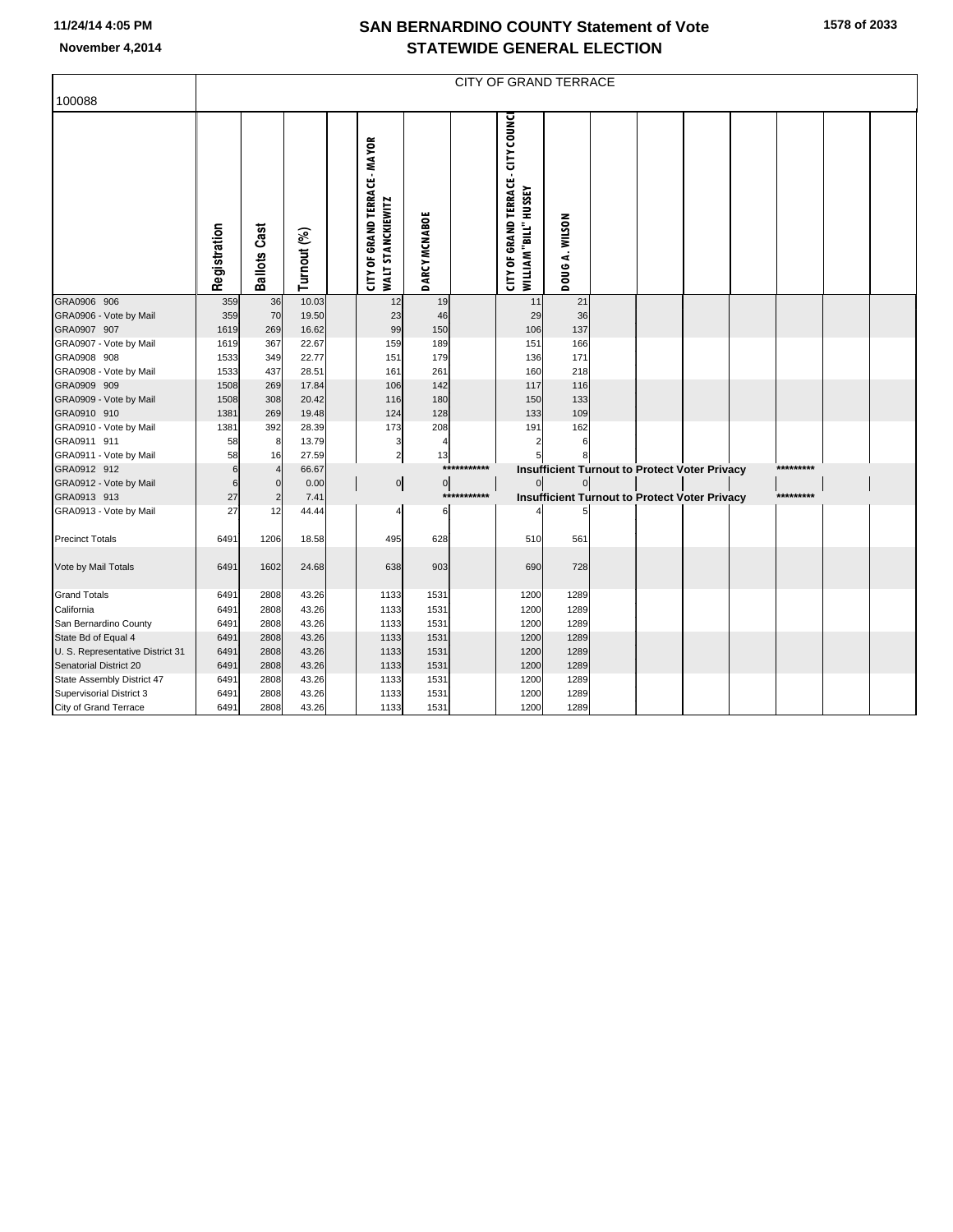# SAN BERNARDINO COUNTY Statement of Vote

## STATEWIDE GENERAL ELECTION

November 4,2014

100088

CITY OF GRAND TERRACE

| | Registration | Ballots Cast | Turnout (%) | | CITY OF GRAND TERRACE - MAYOR WALT STANCKIEWITZ | DARCY MCNABOE | | CITY OF GRAND TERRACE - CITY COUNCI WILLIAM "BILL" HUSSEY | DOUG A. WILSON | | | | | | | |
|---|---|---|---|---|---|---|---|---|---|---|---|---|---|---|---|---|
| GRA0906 906 | 359 | 36 | 10.03 | | 12 | 19 | | 11 | 21 | | | | | | | |
| GRA0906 - Vote by Mail | 359 | 70 | 19.50 | | 23 | 46 | | 29 | 36 | | | | | | | |
| GRA0907 907 | 1619 | 269 | 16.62 | | 99 | 150 | | 106 | 137 | | | | | | | |
| GRA0907 - Vote by Mail | 1619 | 367 | 22.67 | | 159 | 189 | | 151 | 166 | | | | | | | |
| GRA0908 908 | 1533 | 349 | 22.77 | | 151 | 179 | | 136 | 171 | | | | | | | |
| GRA0908 - Vote by Mail | 1533 | 437 | 28.51 | | 161 | 261 | | 160 | 218 | | | | | | | |
| GRA0909 909 | 1508 | 269 | 17.84 | | 106 | 142 | | 117 | 116 | | | | | | | |
| GRA0909 - Vote by Mail | 1508 | 308 | 20.42 | | 116 | 180 | | 150 | 133 | | | | | | | |
| GRA0910 910 | 1381 | 269 | 19.48 | | 124 | 128 | | 133 | 109 | | | | | | | |
| GRA0910 - Vote by Mail | 1381 | 392 | 28.39 | | 173 | 208 | | 191 | 162 | | | | | | | |
| GRA0911 911 | 58 | 8 | 13.79 | | 3 | 4 | | 2 | 6 | | | | | | | |
| GRA0911 - Vote by Mail | 58 | 16 | 27.59 | | 2 | 13 | | 5 | 8 | | | | | | | |
| GRA0912 912 | 6 | 4 | 66.67 | | | | *********** | **Insufficient Turnout to Protect Voter Privacy** | | | | | | ********* | | |
| GRA0912 - Vote by Mail | 6 | 0 | 0.00 | | 0 | 0 | | 0 | 0 | | | | | | | |
| GRA0913 913 | 27 | 2 | 7.41 | | | | *********** | **Insufficient Turnout to Protect Voter Privacy** | | | | | | ********* | | |
| GRA0913 - Vote by Mail | 27 | 12 | 44.44 | | 4 | 6 | | 4 | 5 | | | | | | | |
| Precinct Totals | 6491 | 1206 | 18.58 | | 495 | 628 | | 510 | 561 | | | | | | | |
| Vote by Mail Totals | 6491 | 1602 | 24.68 | | 638 | 903 | | 690 | 728 | | | | | | | |
| Grand Totals | 6491 | 2808 | 43.26 | | 1133 | 1531 | | 1200 | 1289 | | | | | | | |
| California | 6491 | 2808 | 43.26 | | 1133 | 1531 | | 1200 | 1289 | | | | | | | |
| San Bernardino County | 6491 | 2808 | 43.26 | | 1133 | 1531 | | 1200 | 1289 | | | | | | | |
| State Bd of Equal 4 | 6491 | 2808 | 43.26 | | 1133 | 1531 | | 1200 | 1289 | | | | | | | |
| U. S. Representative District 31 | 6491 | 2808 | 43.26 | | 1133 | 1531 | | 1200 | 1289 | | | | | | | |
| Senatorial District 20 | 6491 | 2808 | 43.26 | | 1133 | 1531 | | 1200 | 1289 | | | | | | | |
| State Assembly District 47 | 6491 | 2808 | 43.26 | | 1133 | 1531 | | 1200 | 1289 | | | | | | | |
| Supervisorial District 3 | 6491 | 2808 | 43.26 | | 1133 | 1531 | | 1200 | 1289 | | | | | | | |
| City of Grand Terrace | 6491 | 2808 | 43.26 | | 1133 | 1531 | | 1200 | 1289 | | | | | | | |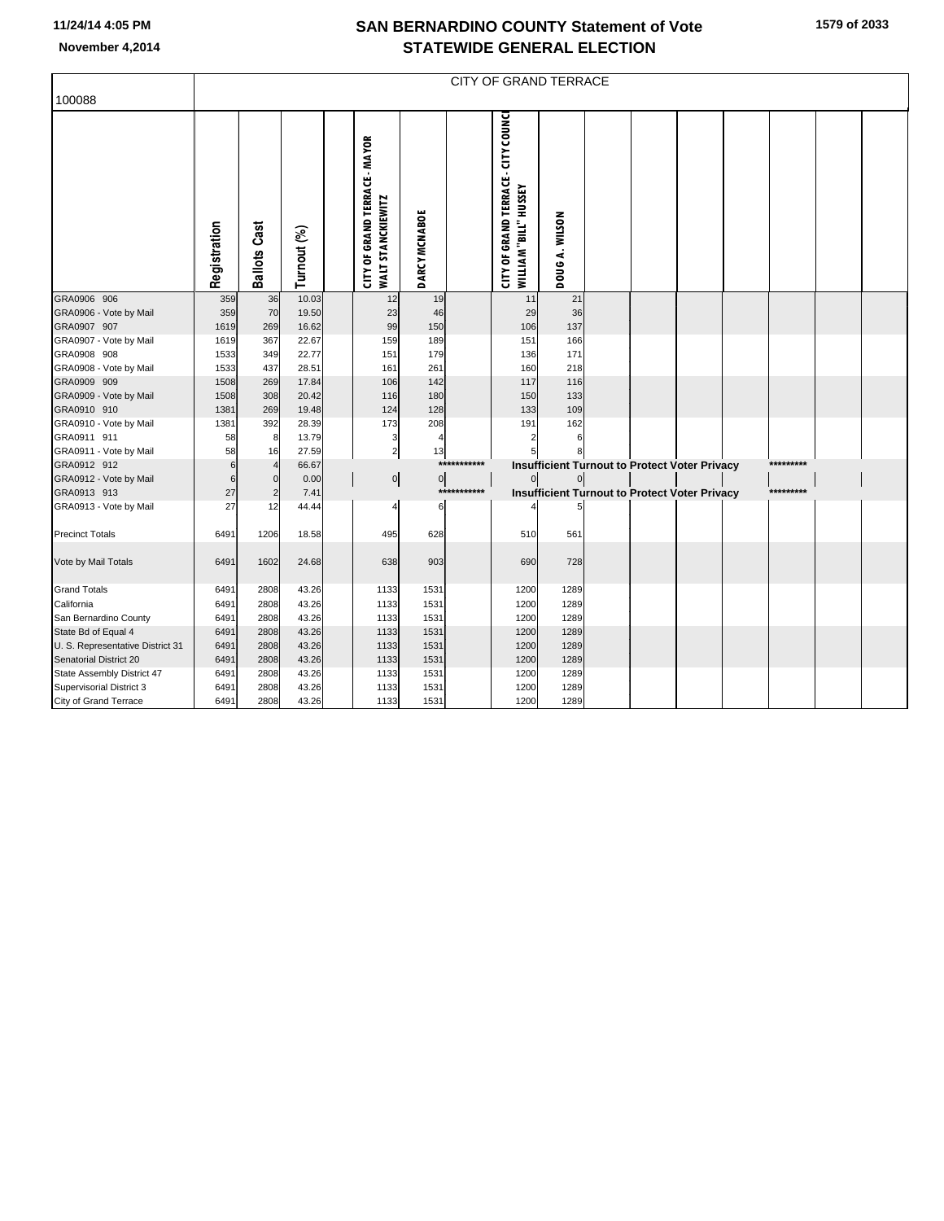# SAN BERNARDINO COUNTY Statement of Vote
## STATEWIDE GENERAL ELECTION

November 4,2014

100088

CITY OF GRAND TERRACE

| | Registration | Ballots Cast | Turnout (%) | | CITY OF GRAND TERRACE - MAYOR WALT STANCKIEWITZ | DARCY MCNABOE | | CITY OF GRAND TERRACE - CITY COUNCI WILLIAM "BILL" HUSSEY | DOUG A. WILSON |
|---|---|---|---|---|---|---|---|---|---|
| GRA0906 906 | 359 | 36 | 10.03 | | 12 | 19 | | 11 | 21 |
| GRA0906 - Vote by Mail | 359 | 70 | 19.50 | | 23 | 46 | | 29 | 36 |
| GRA0907 907 | 1619 | 269 | 16.62 | | 99 | 150 | | 106 | 137 |
| GRA0907 - Vote by Mail | 1619 | 367 | 22.67 | | 159 | 189 | | 151 | 166 |
| GRA0908 908 | 1533 | 349 | 22.77 | | 151 | 179 | | 136 | 171 |
| GRA0908 - Vote by Mail | 1533 | 437 | 28.51 | | 161 | 261 | | 160 | 218 |
| GRA0909 909 | 1508 | 269 | 17.84 | | 106 | 142 | | 117 | 116 |
| GRA0909 - Vote by Mail | 1508 | 308 | 20.42 | | 116 | 180 | | 150 | 133 |
| GRA0910 910 | 1381 | 269 | 19.48 | | 124 | 128 | | 133 | 109 |
| GRA0910 - Vote by Mail | 1381 | 392 | 28.39 | | 173 | 208 | | 191 | 162 |
| GRA0911 911 | 58 | 8 | 13.79 | | 3 | 4 | | 2 | 6 |
| GRA0911 - Vote by Mail | 58 | 16 | 27.59 | | 2 | 13 | | 5 | 8 |
| GRA0912 912 | 6 | 4 | 66.67 | | | | *********** | Insufficient Turnout to Protect Voter Privacy ********* | |
| GRA0912 - Vote by Mail | 6 | 0 | 0.00 | | 0 | 0 | | 0 | 0 |
| GRA0913 913 | 27 | 2 | 7.41 | | | | *********** | Insufficient Turnout to Protect Voter Privacy ********* | |
| GRA0913 - Vote by Mail | 27 | 12 | 44.44 | | 4 | 6 | | 4 | 5 |
| Precinct Totals | 6491 | 1206 | 18.58 | | 495 | 628 | | 510 | 561 |
| Vote by Mail Totals | 6491 | 1602 | 24.68 | | 638 | 903 | | 690 | 728 |
| Grand Totals | 6491 | 2808 | 43.26 | | 1133 | 1531 | | 1200 | 1289 |
| California | 6491 | 2808 | 43.26 | | 1133 | 1531 | | 1200 | 1289 |
| San Bernardino County | 6491 | 2808 | 43.26 | | 1133 | 1531 | | 1200 | 1289 |
| State Bd of Equal 4 | 6491 | 2808 | 43.26 | | 1133 | 1531 | | 1200 | 1289 |
| U. S. Representative District 31 | 6491 | 2808 | 43.26 | | 1133 | 1531 | | 1200 | 1289 |
| Senatorial District 20 | 6491 | 2808 | 43.26 | | 1133 | 1531 | | 1200 | 1289 |
| State Assembly District 47 | 6491 | 2808 | 43.26 | | 1133 | 1531 | | 1200 | 1289 |
| Supervisorial District 3 | 6491 | 2808 | 43.26 | | 1133 | 1531 | | 1200 | 1289 |
| City of Grand Terrace | 6491 | 2808 | 43.26 | | 1133 | 1531 | | 1200 | 1289 |